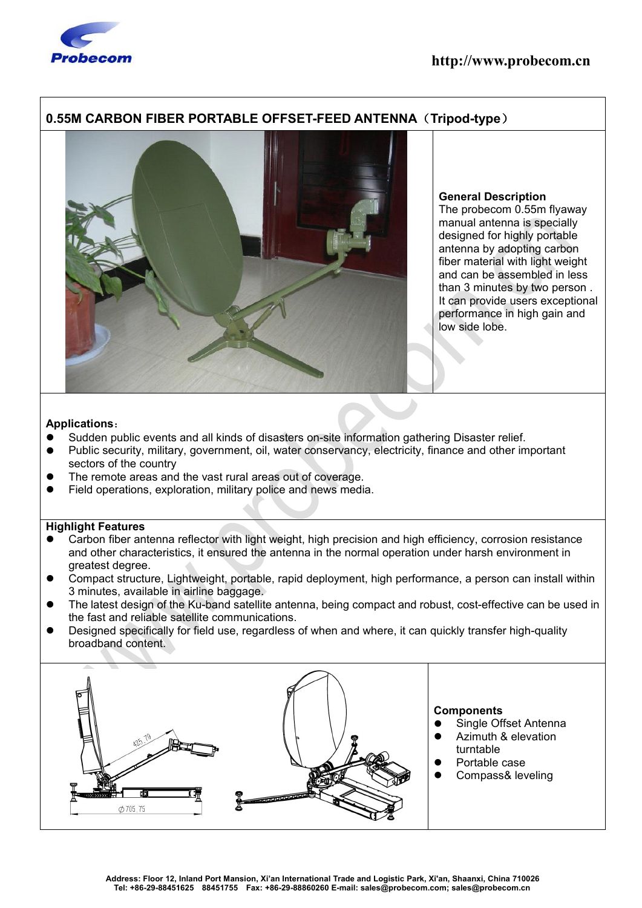## 0.55M CARBON FIBER PORTABLE OFFSET-FEED ANTENNA（Tripod-type）

**General Description**

The probecom 0.55m flyaway manual antenna is specially designed for highly portable antenna by adopting carbon fiber material with light weight and can be assembled in less than 3 minutes by two person . It can provide users exceptional performance in high gain and low side lobe.

**Applications**：

- Sudden public events and all kinds of disasters on-site information gathering Disaster relief.
- Public security, military, government, oil, water conservancy, electricity, finance and other important sectors of the country
- The remote areas and the vast rural areas out of coverage.
- Field operations, exploration, military police and news media.

**Highlight Features**

- Carbon fiber antenna reflector with light weight, high precision and high efficiency, corrosion resistance and other characteristics, it ensured the antenna in the normal operation under harsh environment in greatest degree.
- Compact structure, Lightweight, portable, rapid deployment, high performance, a person can install within 3 minutes, available in airline baggage.
- The latest design of the Ku-band satellite antenna, being compact and robust, cost-effective can be used in the fast and reliable satellite communications.
- Designed specifically for field use, regardless of when and where, it can quickly transfer high-quality broadband content.

425.79

Ø705.75

**Components**

- Single Offset Antenna
- Azimuth & elevation turntable
- Portable case
- Compass& leveling

Address: Floor 12, Inland Port Mansion, Xi'an International Trade and Logistic Park, Xi'an, Shaanxi, China 710026
Tel: +86-29-88451625 88451755 Fax: +86-29-88860260 E-mail: sales@probecom.com; sales@probecom.cn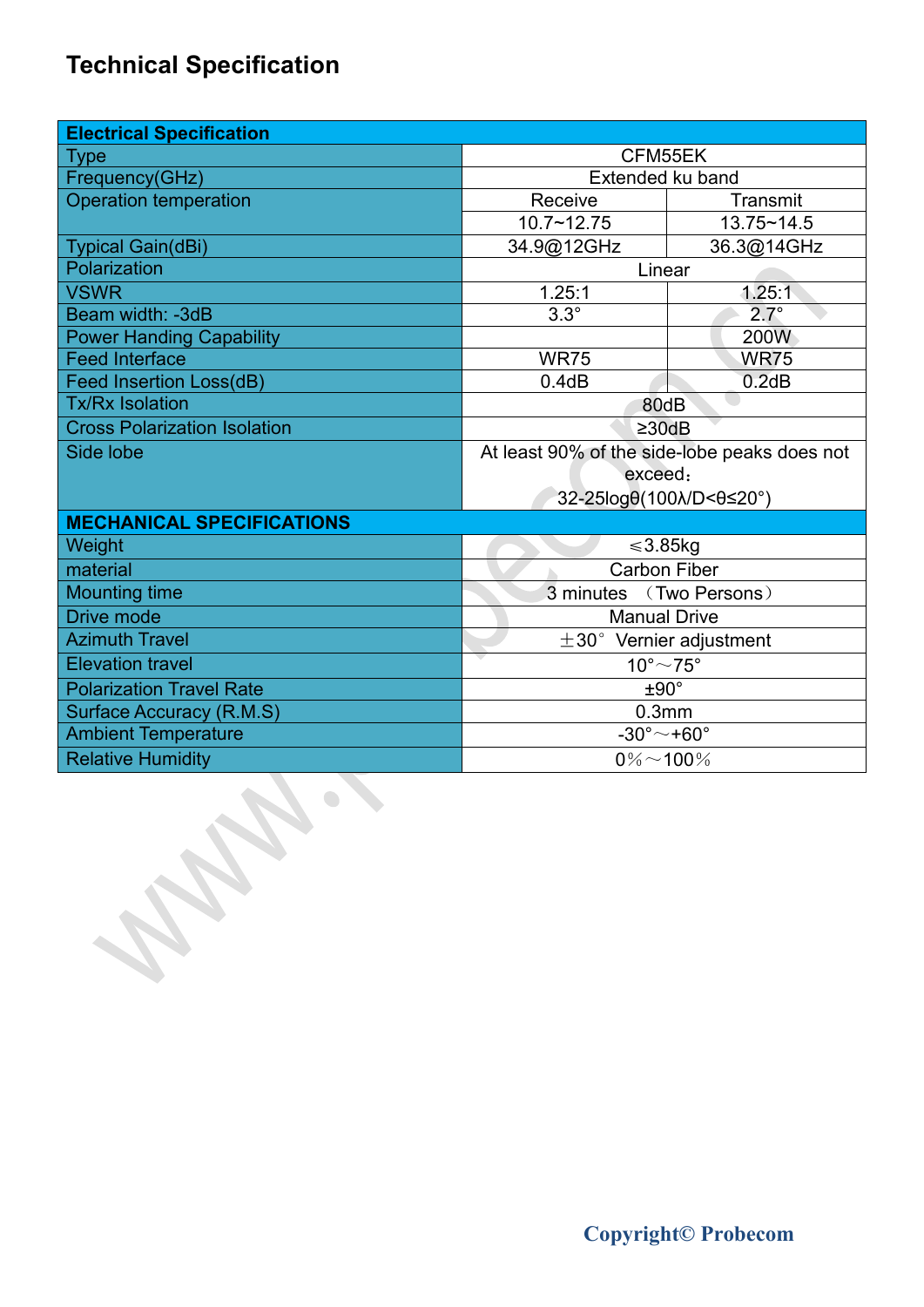# Technical Specification

| Electrical Specification | | |
|---|---|---|
| Type | CFM55EK | |
| Frequency(GHz) | Extended ku band | |
| Operation temperation | Receive | Transmit |
| | 10.7~12.75 | 13.75~14.5 |
| Typical Gain(dBi) | 34.9@12GHz | 36.3@14GHz |
| Polarization | Linear | |
| VSWR | 1.25:1 | 1.25:1 |
| Beam width: -3dB | 3.3° | 2.7° |
| Power Handing Capability | | 200W |
| Feed Interface | WR75 | WR75 |
| Feed Insertion Loss(dB) | 0.4dB | 0.2dB |
| Tx/Rx Isolation | 80dB | |
| Cross Polarization Isolation | ≥30dB | |
| Side lobe | At least 90% of the side-lobe peaks does not exceed：32-25logθ(100λ/D<θ≤20°) | |
| **MECHANICAL SPECIFICATIONS** | | |
| Weight | ≤3.85kg | |
| material | Carbon Fiber | |
| Mounting time | 3 minutes （Two Persons） | |
| Drive mode | Manual Drive | |
| Azimuth Travel | ±30° Vernier adjustment | |
| Elevation travel | 10°～75° | |
| Polarization Travel Rate | ±90° | |
| Surface Accuracy (R.M.S) | 0.3mm | |
| Ambient Temperature | -30°～+60° | |
| Relative Humidity | 0％～100％ | |

Copyright© Probecom